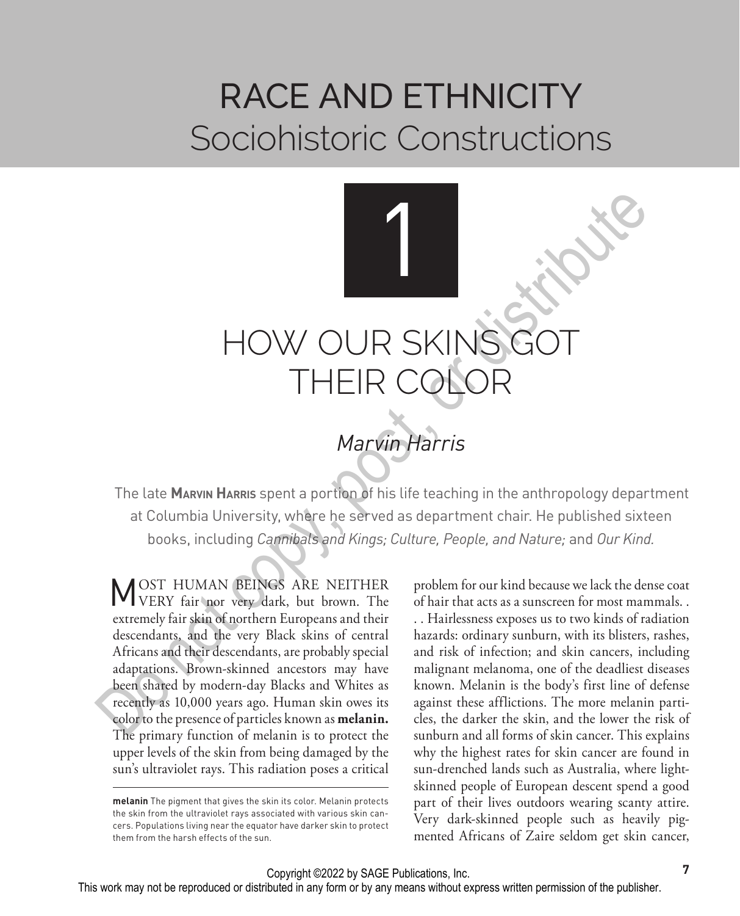# RACE AND ETHNICITY
## Sociohistoric Constructions

# 1

# HOW OUR SKINS GOT THEIR COLOR

*Marvin Harris*

The late **Marvin Harris** spent a portion of his life teaching in the anthropology department at Columbia University, where he served as department chair. He published sixteen books, including *Cannibals and Kings; Culture, People, and Nature;* and *Our Kind.*

Most human beings are neither very fair nor very dark, but brown. The extremely fair skin of northern Europeans and their descendants, and the very Black skins of central Africans and their descendants, are probably special adaptations. Brown-skinned ancestors may have been shared by modern-day Blacks and Whites as recently as 10,000 years ago. Human skin owes its color to the presence of particles known as **melanin.** The primary function of melanin is to protect the upper levels of the skin from being damaged by the sun's ultraviolet rays. This radiation poses a critical problem for our kind because we lack the dense coat of hair that acts as a sunscreen for most mammals. . . . Hairlessness exposes us to two kinds of radiation hazards: ordinary sunburn, with its blisters, rashes, and risk of infection; and skin cancers, including malignant melanoma, one of the deadliest diseases known. Melanin is the body's first line of defense against these afflictions. The more melanin particles, the darker the skin, and the lower the risk of sunburn and all forms of skin cancer. This explains why the highest rates for skin cancer are found in sun-drenched lands such as Australia, where light-skinned people of European descent spend a good part of their lives outdoors wearing scanty attire. Very dark-skinned people such as heavily pigmented Africans of Zaire seldom get skin cancer,

**melanin** The pigment that gives the skin its color. Melanin protects the skin from the ultraviolet rays associated with various skin cancers. Populations living near the equator have darker skin to protect them from the harsh effects of the sun.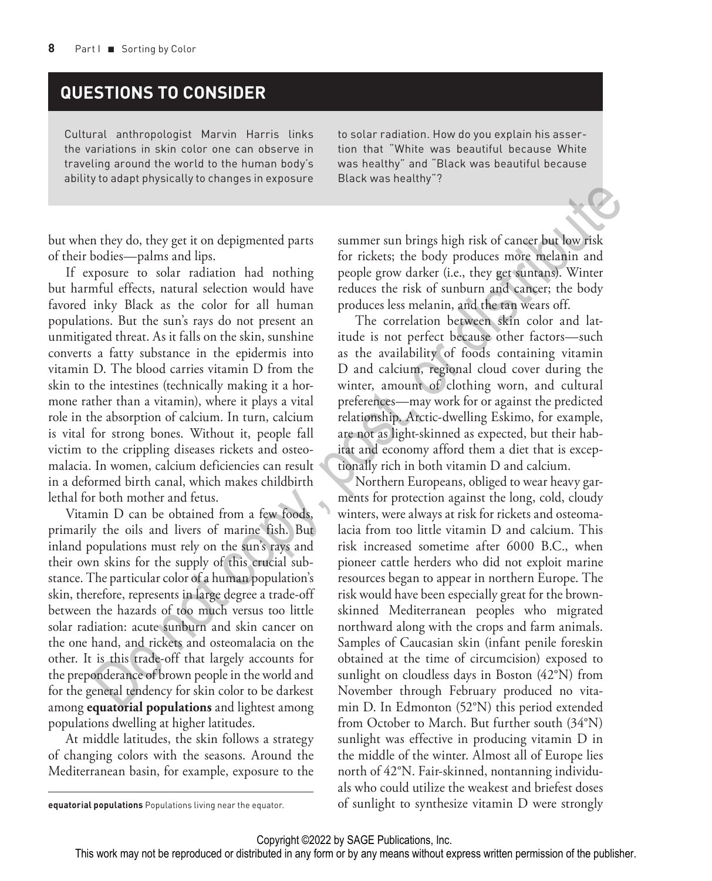## QUESTIONS TO CONSIDER

Cultural anthropologist Marvin Harris links the variations in skin color one can observe in traveling around the world to the human body's ability to adapt physically to changes in exposure to solar radiation. How do you explain his assertion that "White was beautiful because White was healthy" and "Black was beautiful because Black was healthy"?

but when they do, they get it on depigmented parts of their bodies—palms and lips.

If exposure to solar radiation had nothing but harmful effects, natural selection would have favored inky Black as the color for all human populations. But the sun's rays do not present an unmitigated threat. As it falls on the skin, sunshine converts a fatty substance in the epidermis into vitamin D. The blood carries vitamin D from the skin to the intestines (technically making it a hormone rather than a vitamin), where it plays a vital role in the absorption of calcium. In turn, calcium is vital for strong bones. Without it, people fall victim to the crippling diseases rickets and osteomalacia. In women, calcium deficiencies can result in a deformed birth canal, which makes childbirth lethal for both mother and fetus.

Vitamin D can be obtained from a few foods, primarily the oils and livers of marine fish. But inland populations must rely on the sun's rays and their own skins for the supply of this crucial substance. The particular color of a human population's skin, therefore, represents in large degree a trade-off between the hazards of too much versus too little solar radiation: acute sunburn and skin cancer on the one hand, and rickets and osteomalacia on the other. It is this trade-off that largely accounts for the preponderance of brown people in the world and for the general tendency for skin color to be darkest among **equatorial populations** and lightest among populations dwelling at higher latitudes.

At middle latitudes, the skin follows a strategy of changing colors with the seasons. Around the Mediterranean basin, for example, exposure to the summer sun brings high risk of cancer but low risk for rickets; the body produces more melanin and people grow darker (i.e., they get suntans). Winter reduces the risk of sunburn and cancer; the body produces less melanin, and the tan wears off.

The correlation between skin color and latitude is not perfect because other factors—such as the availability of foods containing vitamin D and calcium, regional cloud cover during the winter, amount of clothing worn, and cultural preferences—may work for or against the predicted relationship. Arctic-dwelling Eskimo, for example, are not as light-skinned as expected, but their habitat and economy afford them a diet that is exceptionally rich in both vitamin D and calcium.

Northern Europeans, obliged to wear heavy garments for protection against the long, cold, cloudy winters, were always at risk for rickets and osteomalacia from too little vitamin D and calcium. This risk increased sometime after 6000 B.C., when pioneer cattle herders who did not exploit marine resources began to appear in northern Europe. The risk would have been especially great for the brown-skinned Mediterranean peoples who migrated northward along with the crops and farm animals. Samples of Caucasian skin (infant penile foreskin obtained at the time of circumcision) exposed to sunlight on cloudless days in Boston (42°N) from November through February produced no vitamin D. In Edmonton (52°N) this period extended from October to March. But further south (34°N) sunlight was effective in producing vitamin D in the middle of the winter. Almost all of Europe lies north of 42°N. Fair-skinned, nontanning individuals who could utilize the weakest and briefest doses of sunlight to synthesize vitamin D were strongly

**equatorial populations** Populations living near the equator.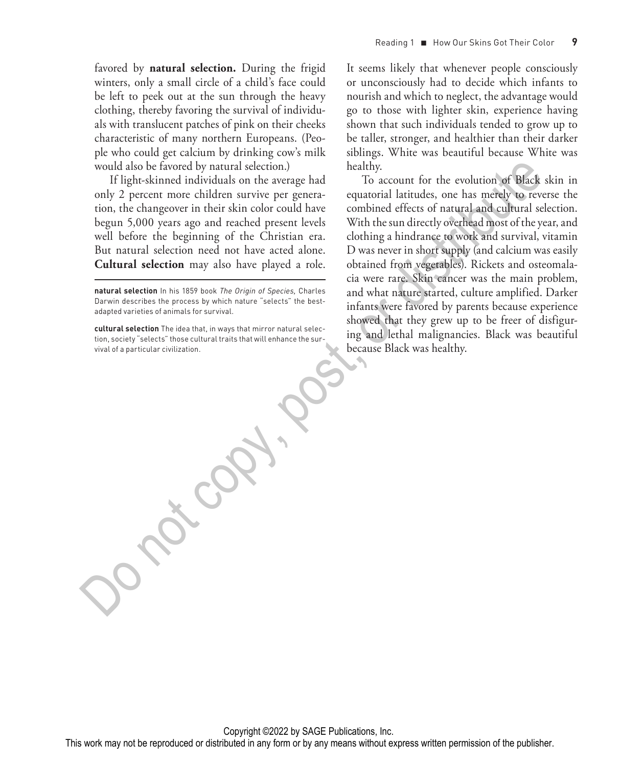favored by **natural selection.** During the frigid winters, only a small circle of a child's face could be left to peek out at the sun through the heavy clothing, thereby favoring the survival of individuals with translucent patches of pink on their cheeks characteristic of many northern Europeans. (People who could get calcium by drinking cow's milk would also be favored by natural selection.)

If light-skinned individuals on the average had only 2 percent more children survive per generation, the changeover in their skin color could have begun 5,000 years ago and reached present levels well before the beginning of the Christian era. But natural selection need not have acted alone. **Cultural selection** may also have played a role. It seems likely that whenever people consciously or unconsciously had to decide which infants to nourish and which to neglect, the advantage would go to those with lighter skin, experience having shown that such individuals tended to grow up to be taller, stronger, and healthier than their darker siblings. White was beautiful because White was healthy.

To account for the evolution of Black skin in equatorial latitudes, one has merely to reverse the combined effects of natural and cultural selection. With the sun directly overhead most of the year, and clothing a hindrance to work and survival, vitamin D was never in short supply (and calcium was easily obtained from vegetables). Rickets and osteomalacia were rare. Skin cancer was the main problem, and what nature started, culture amplified. Darker infants were favored by parents because experience showed that they grew up to be freer of disfiguring and lethal malignancies. Black was beautiful because Black was healthy.

---

**natural selection** In his 1859 book *The Origin of Species,* Charles Darwin describes the process by which nature "selects" the best-adapted varieties of animals for survival.

**cultural selection** The idea that, in ways that mirror natural selection, society "selects" those cultural traits that will enhance the survival of a particular civilization.